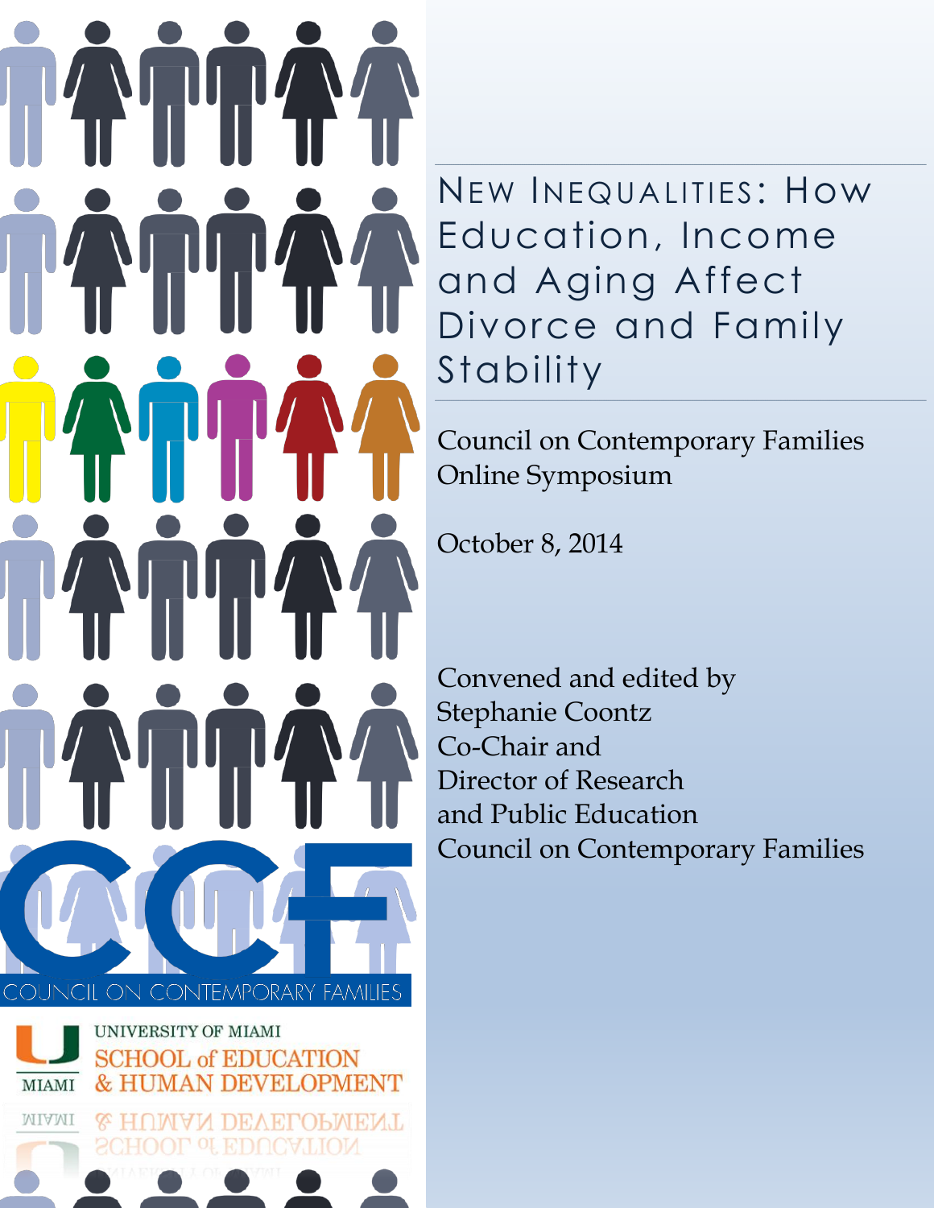# New Inequalities: How Education, Income and Aging Affect Divorce and Family Stability

Council on Contemporary Families
Online Symposium

October 8, 2014

Convened and edited by
Stephanie Coontz
Co-Chair and
Director of Research
and Public Education
Council on Contemporary Families

CCF
COUNCIL ON CONTEMPORARY FAMILIES

UNIVERSITY OF MIAMI
SCHOOL of EDUCATION
& HUMAN DEVELOPMENT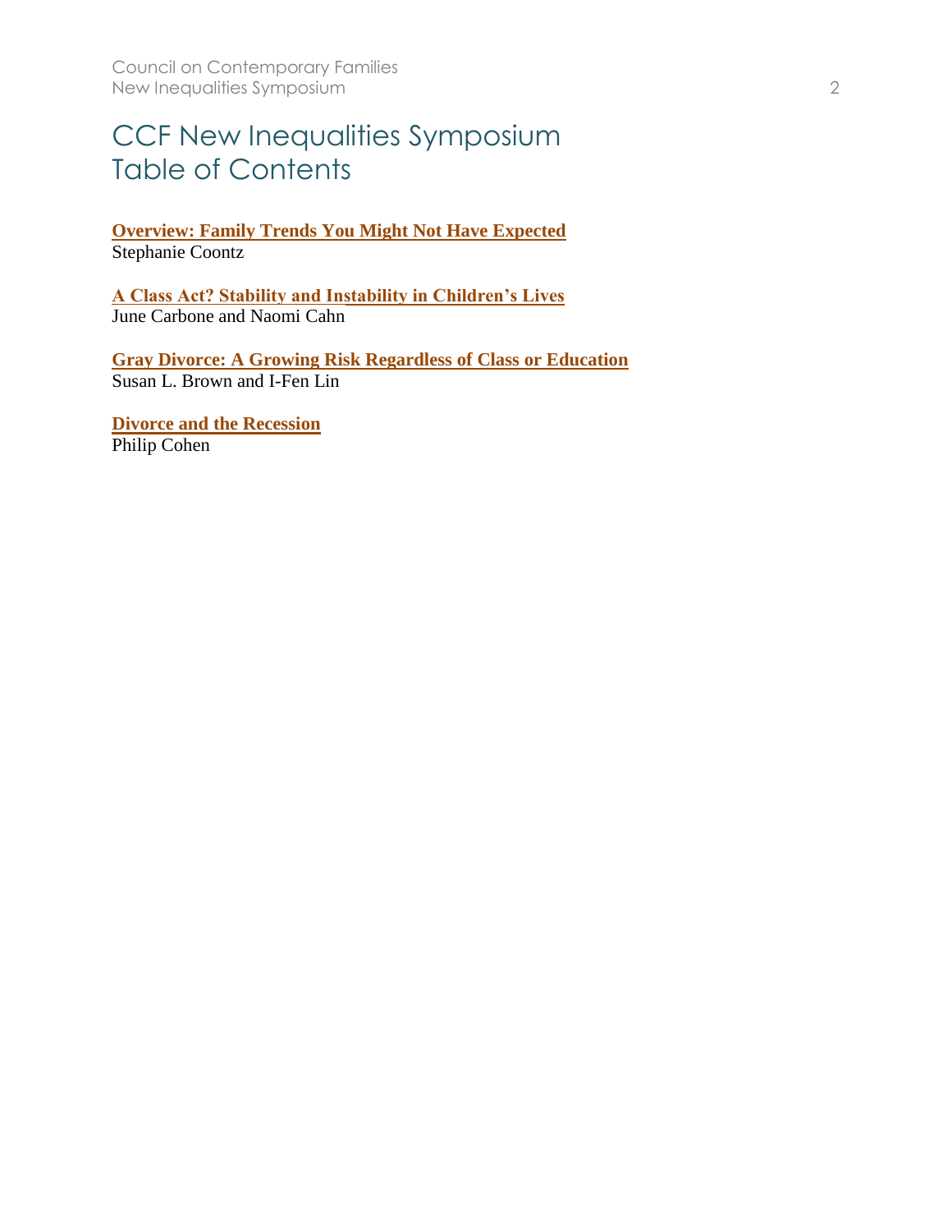# CCF New Inequalities Symposium Table of Contents

**Overview: Family Trends You Might Not Have Expected**
Stephanie Coontz

**A Class Act? Stability and Instability in Children's Lives**
June Carbone and Naomi Cahn

**Gray Divorce: A Growing Risk Regardless of Class or Education**
Susan L. Brown and I-Fen Lin

**Divorce and the Recession**
Philip Cohen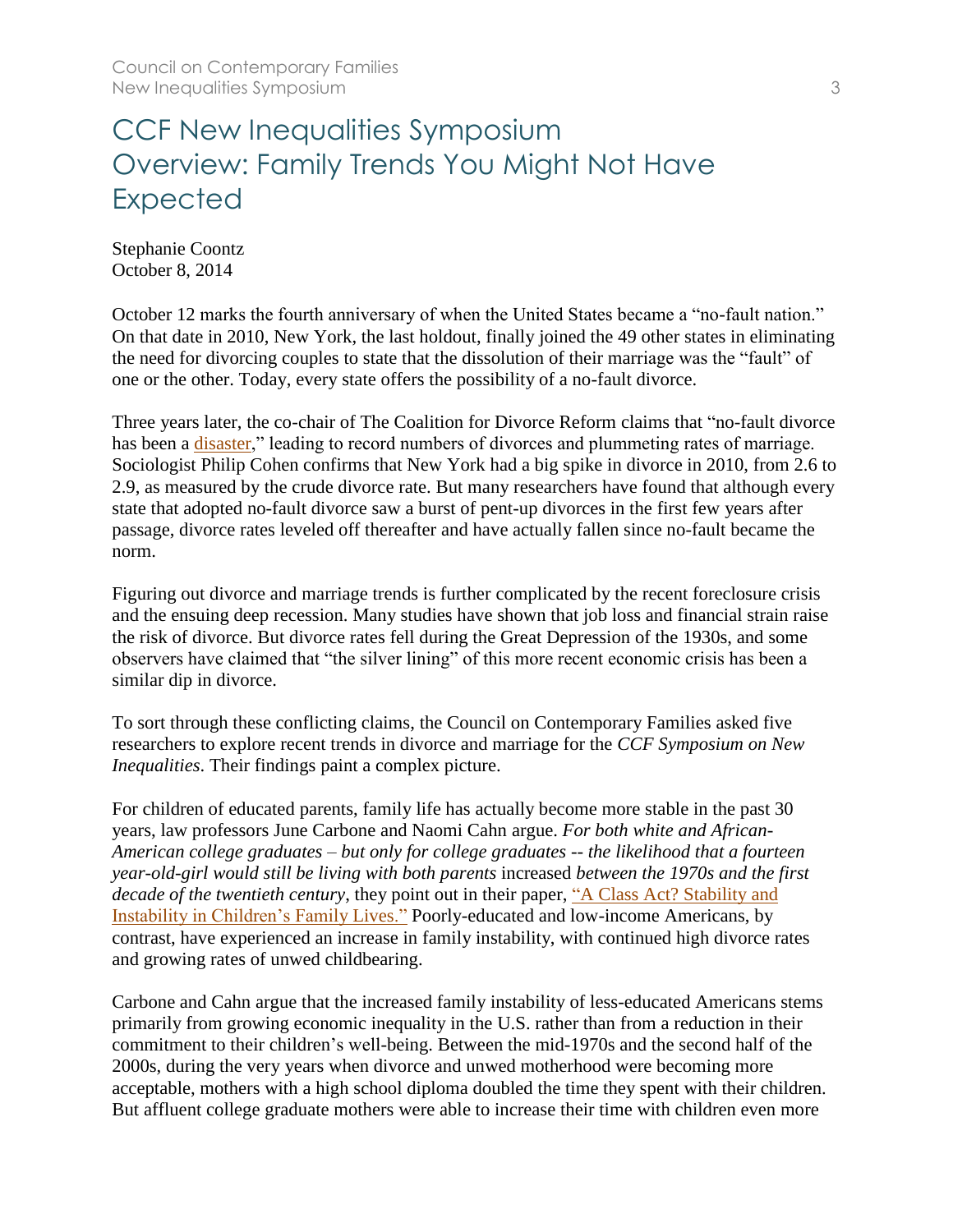# CCF New Inequalities Symposium Overview: Family Trends You Might Not Have Expected

Stephanie Coontz
October 8, 2014

October 12 marks the fourth anniversary of when the United States became a "no-fault nation." On that date in 2010, New York, the last holdout, finally joined the 49 other states in eliminating the need for divorcing couples to state that the dissolution of their marriage was the "fault" of one or the other. Today, every state offers the possibility of a no-fault divorce.

Three years later, the co-chair of The Coalition for Divorce Reform claims that "no-fault divorce has been a disaster," leading to record numbers of divorces and plummeting rates of marriage. Sociologist Philip Cohen confirms that New York had a big spike in divorce in 2010, from 2.6 to 2.9, as measured by the crude divorce rate. But many researchers have found that although every state that adopted no-fault divorce saw a burst of pent-up divorces in the first few years after passage, divorce rates leveled off thereafter and have actually fallen since no-fault became the norm.

Figuring out divorce and marriage trends is further complicated by the recent foreclosure crisis and the ensuing deep recession. Many studies have shown that job loss and financial strain raise the risk of divorce. But divorce rates fell during the Great Depression of the 1930s, and some observers have claimed that "the silver lining" of this more recent economic crisis has been a similar dip in divorce.

To sort through these conflicting claims, the Council on Contemporary Families asked five researchers to explore recent trends in divorce and marriage for the *CCF Symposium on New Inequalities*. Their findings paint a complex picture.

For children of educated parents, family life has actually become more stable in the past 30 years, law professors June Carbone and Naomi Cahn argue. *For both white and African-American college graduates – but only for college graduates -- the likelihood that a fourteen year-old-girl would still be living with both parents* increased *between the 1970s and the first decade of the twentieth century*, they point out in their paper, "A Class Act? Stability and Instability in Children's Family Lives." Poorly-educated and low-income Americans, by contrast, have experienced an increase in family instability, with continued high divorce rates and growing rates of unwed childbearing.

Carbone and Cahn argue that the increased family instability of less-educated Americans stems primarily from growing economic inequality in the U.S. rather than from a reduction in their commitment to their children's well-being. Between the mid-1970s and the second half of the 2000s, during the very years when divorce and unwed motherhood were becoming more acceptable, mothers with a high school diploma doubled the time they spent with their children. But affluent college graduate mothers were able to increase their time with children even more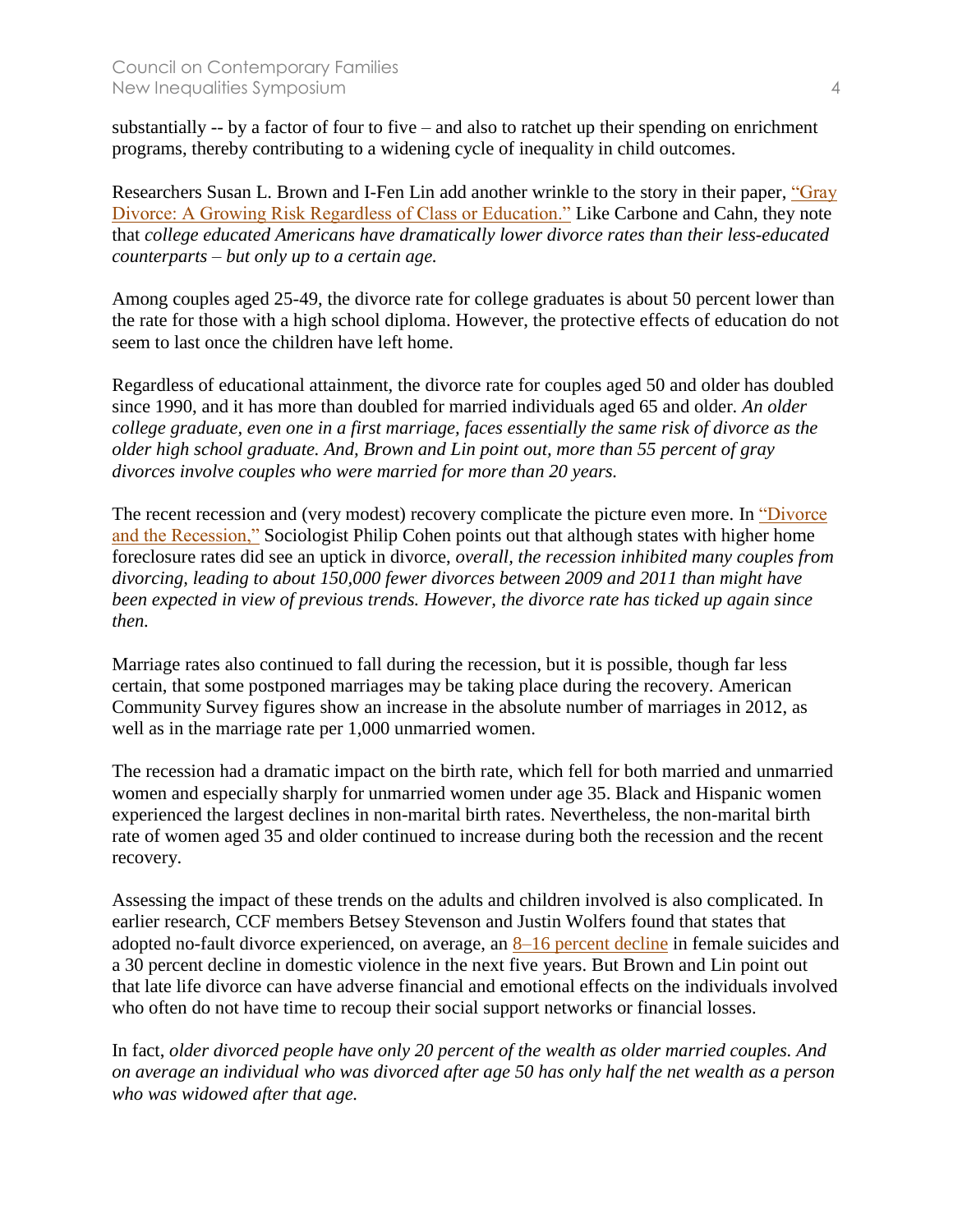substantially -- by a factor of four to five – and also to ratchet up their spending on enrichment programs, thereby contributing to a widening cycle of inequality in child outcomes.

Researchers Susan L. Brown and I-Fen Lin add another wrinkle to the story in their paper, "Gray Divorce: A Growing Risk Regardless of Class or Education." Like Carbone and Cahn, they note that *college educated Americans have dramatically lower divorce rates than their less-educated counterparts – but only up to a certain age.*

Among couples aged 25-49, the divorce rate for college graduates is about 50 percent lower than the rate for those with a high school diploma. However, the protective effects of education do not seem to last once the children have left home.

Regardless of educational attainment, the divorce rate for couples aged 50 and older has doubled since 1990, and it has more than doubled for married individuals aged 65 and older. *An older college graduate, even one in a first marriage, faces essentially the same risk of divorce as the older high school graduate. And, Brown and Lin point out, more than 55 percent of gray divorces involve couples who were married for more than 20 years.*

The recent recession and (very modest) recovery complicate the picture even more. In "Divorce and the Recession," Sociologist Philip Cohen points out that although states with higher home foreclosure rates did see an uptick in divorce, *overall, the recession inhibited many couples from divorcing, leading to about 150,000 fewer divorces between 2009 and 2011 than might have been expected in view of previous trends. However, the divorce rate has ticked up again since then.*

Marriage rates also continued to fall during the recession, but it is possible, though far less certain, that some postponed marriages may be taking place during the recovery. American Community Survey figures show an increase in the absolute number of marriages in 2012, as well as in the marriage rate per 1,000 unmarried women.

The recession had a dramatic impact on the birth rate, which fell for both married and unmarried women and especially sharply for unmarried women under age 35. Black and Hispanic women experienced the largest declines in non-marital birth rates. Nevertheless, the non-marital birth rate of women aged 35 and older continued to increase during both the recession and the recent recovery.

Assessing the impact of these trends on the adults and children involved is also complicated. In earlier research, CCF members Betsey Stevenson and Justin Wolfers found that states that adopted no-fault divorce experienced, on average, an 8–16 percent decline in female suicides and a 30 percent decline in domestic violence in the next five years. But Brown and Lin point out that late life divorce can have adverse financial and emotional effects on the individuals involved who often do not have time to recoup their social support networks or financial losses.

In fact, *older divorced people have only 20 percent of the wealth as older married couples. And on average an individual who was divorced after age 50 has only half the net wealth as a person who was widowed after that age.*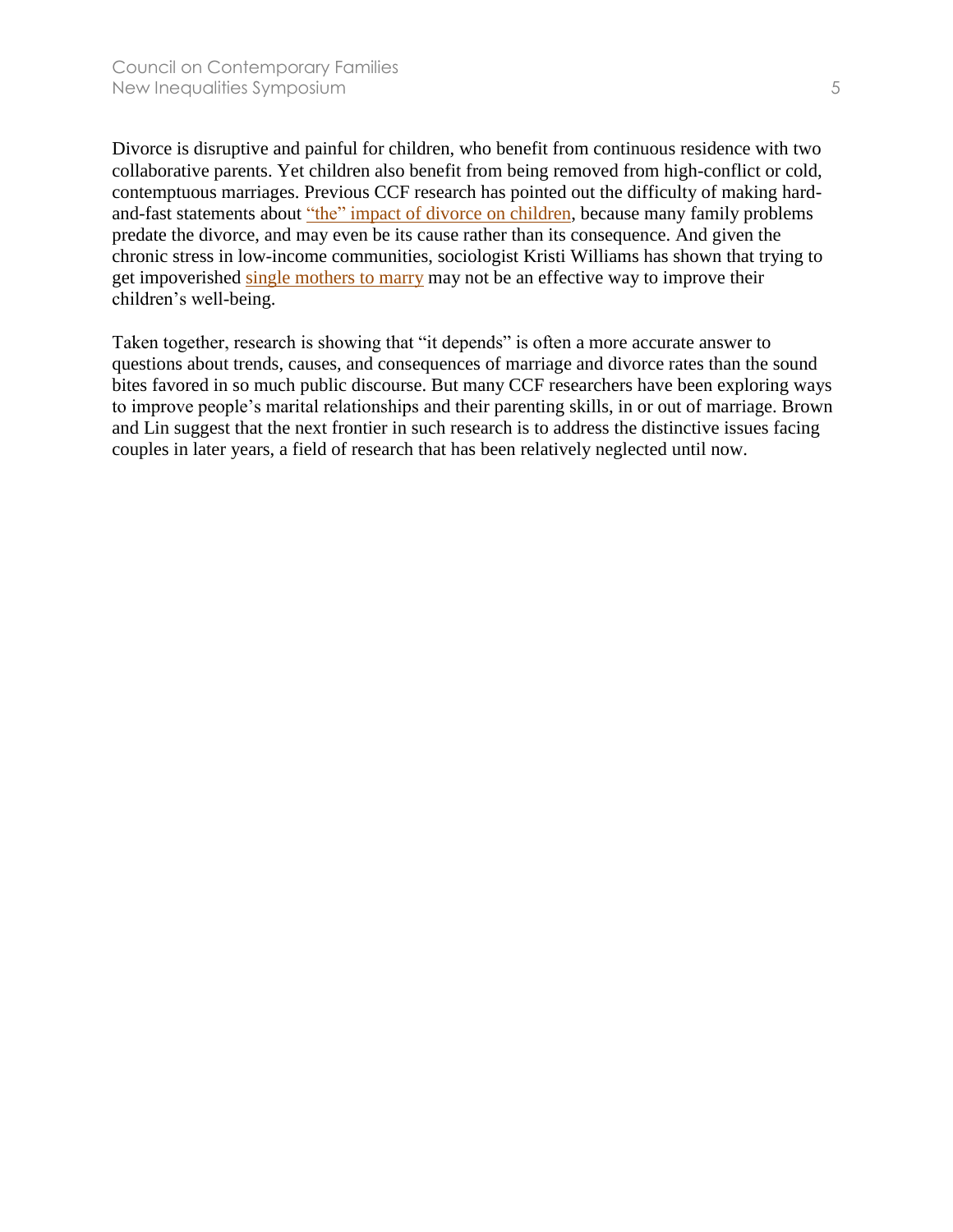Divorce is disruptive and painful for children, who benefit from continuous residence with two collaborative parents. Yet children also benefit from being removed from high-conflict or cold, contemptuous marriages. Previous CCF research has pointed out the difficulty of making hard-and-fast statements about "the" impact of divorce on children, because many family problems predate the divorce, and may even be its cause rather than its consequence. And given the chronic stress in low-income communities, sociologist Kristi Williams has shown that trying to get impoverished single mothers to marry may not be an effective way to improve their children's well-being.

Taken together, research is showing that "it depends" is often a more accurate answer to questions about trends, causes, and consequences of marriage and divorce rates than the sound bites favored in so much public discourse. But many CCF researchers have been exploring ways to improve people's marital relationships and their parenting skills, in or out of marriage. Brown and Lin suggest that the next frontier in such research is to address the distinctive issues facing couples in later years, a field of research that has been relatively neglected until now.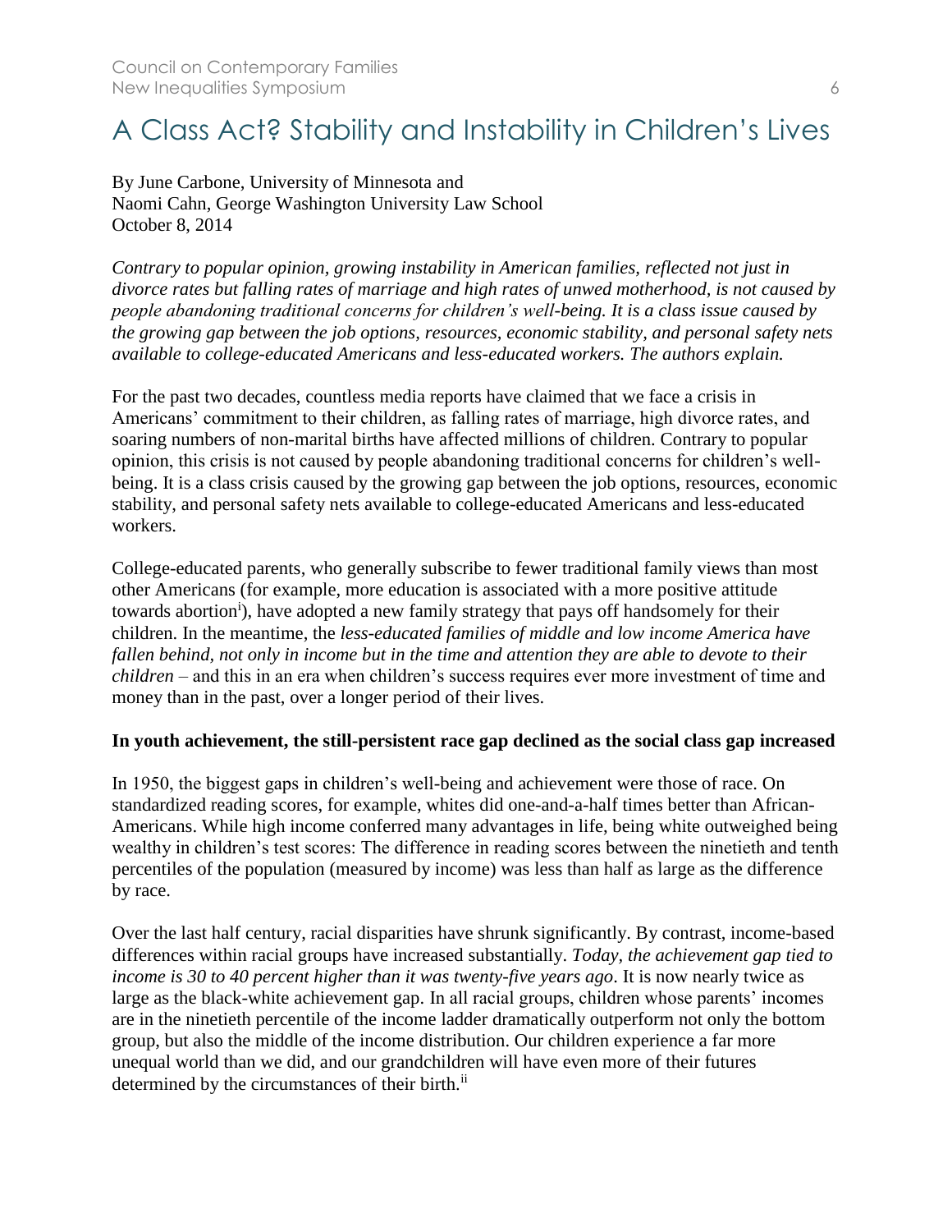# A Class Act? Stability and Instability in Children's Lives

By June Carbone, University of Minnesota and
Naomi Cahn, George Washington University Law School
October 8, 2014

*Contrary to popular opinion, growing instability in American families, reflected not just in divorce rates but falling rates of marriage and high rates of unwed motherhood, is not caused by people abandoning traditional concerns for children's well-being. It is a class issue caused by the growing gap between the job options, resources, economic stability, and personal safety nets available to college-educated Americans and less-educated workers. The authors explain.*

For the past two decades, countless media reports have claimed that we face a crisis in Americans' commitment to their children, as falling rates of marriage, high divorce rates, and soaring numbers of non-marital births have affected millions of children. Contrary to popular opinion, this crisis is not caused by people abandoning traditional concerns for children's well-being. It is a class crisis caused by the growing gap between the job options, resources, economic stability, and personal safety nets available to college-educated Americans and less-educated workers.

College-educated parents, who generally subscribe to fewer traditional family views than most other Americans (for example, more education is associated with a more positive attitude towards abortion[i]), have adopted a new family strategy that pays off handsomely for their children. In the meantime, the *less-educated families of middle and low income America have fallen behind, not only in income but in the time and attention they are able to devote to their children* – and this in an era when children's success requires ever more investment of time and money than in the past, over a longer period of their lives.

**In youth achievement, the still-persistent race gap declined as the social class gap increased**

In 1950, the biggest gaps in children's well-being and achievement were those of race. On standardized reading scores, for example, whites did one-and-a-half times better than African-Americans. While high income conferred many advantages in life, being white outweighed being wealthy in children's test scores: The difference in reading scores between the ninetieth and tenth percentiles of the population (measured by income) was less than half as large as the difference by race.

Over the last half century, racial disparities have shrunk significantly. By contrast, income-based differences within racial groups have increased substantially. *Today, the achievement gap tied to income is 30 to 40 percent higher than it was twenty-five years ago*. It is now nearly twice as large as the black-white achievement gap. In all racial groups, children whose parents' incomes are in the ninetieth percentile of the income ladder dramatically outperform not only the bottom group, but also the middle of the income distribution. Our children experience a far more unequal world than we did, and our grandchildren will have even more of their futures determined by the circumstances of their birth.[ii]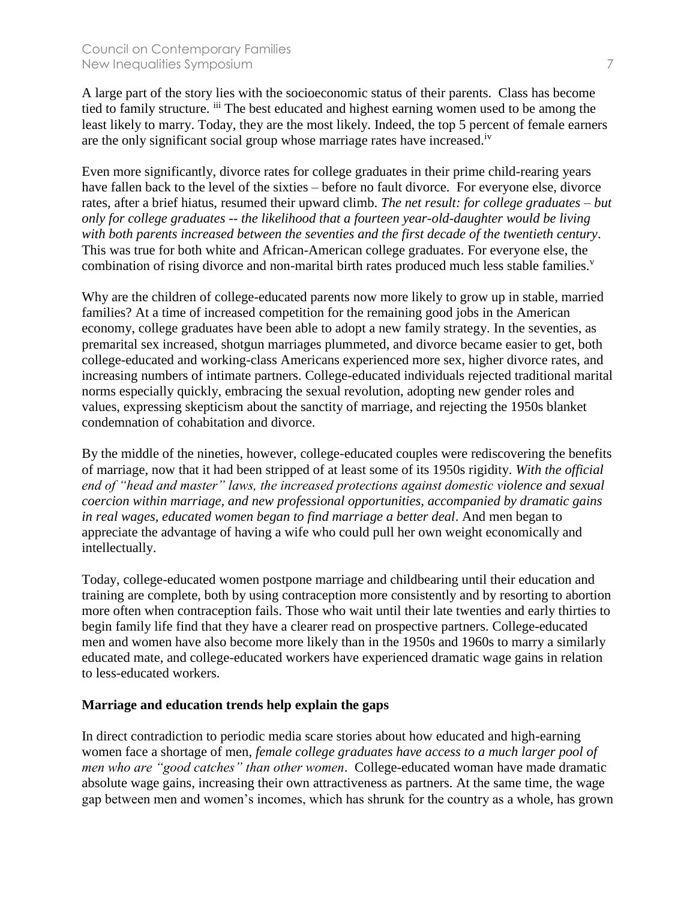A large part of the story lies with the socioeconomic status of their parents. Class has become tied to family structure. [iii] The best educated and highest earning women used to be among the least likely to marry. Today, they are the most likely. Indeed, the top 5 percent of female earners are the only significant social group whose marriage rates have increased.[iv]

Even more significantly, divorce rates for college graduates in their prime child-rearing years have fallen back to the level of the sixties – before no fault divorce. For everyone else, divorce rates, after a brief hiatus, resumed their upward climb. *The net result: for college graduates – but only for college graduates -- the likelihood that a fourteen year-old-daughter would be living with both parents increased between the seventies and the first decade of the twentieth century*. This was true for both white and African-American college graduates. For everyone else, the combination of rising divorce and non-marital birth rates produced much less stable families.[v]

Why are the children of college-educated parents now more likely to grow up in stable, married families? At a time of increased competition for the remaining good jobs in the American economy, college graduates have been able to adopt a new family strategy. In the seventies, as premarital sex increased, shotgun marriages plummeted, and divorce became easier to get, both college-educated and working-class Americans experienced more sex, higher divorce rates, and increasing numbers of intimate partners. College-educated individuals rejected traditional marital norms especially quickly, embracing the sexual revolution, adopting new gender roles and values, expressing skepticism about the sanctity of marriage, and rejecting the 1950s blanket condemnation of cohabitation and divorce.

By the middle of the nineties, however, college-educated couples were rediscovering the benefits of marriage, now that it had been stripped of at least some of its 1950s rigidity. *With the official end of "head and master" laws, the increased protections against domestic violence and sexual coercion within marriage, and new professional opportunities, accompanied by dramatic gains in real wages, educated women began to find marriage a better deal*. And men began to appreciate the advantage of having a wife who could pull her own weight economically and intellectually.

Today, college-educated women postpone marriage and childbearing until their education and training are complete, both by using contraception more consistently and by resorting to abortion more often when contraception fails. Those who wait until their late twenties and early thirties to begin family life find that they have a clearer read on prospective partners. College-educated men and women have also become more likely than in the 1950s and 1960s to marry a similarly educated mate, and college-educated workers have experienced dramatic wage gains in relation to less-educated workers.

**Marriage and education trends help explain the gaps**

In direct contradiction to periodic media scare stories about how educated and high-earning women face a shortage of men, *female college graduates have access to a much larger pool of men who are "good catches" than other women*. College-educated woman have made dramatic absolute wage gains, increasing their own attractiveness as partners. At the same time, the wage gap between men and women's incomes, which has shrunk for the country as a whole, has grown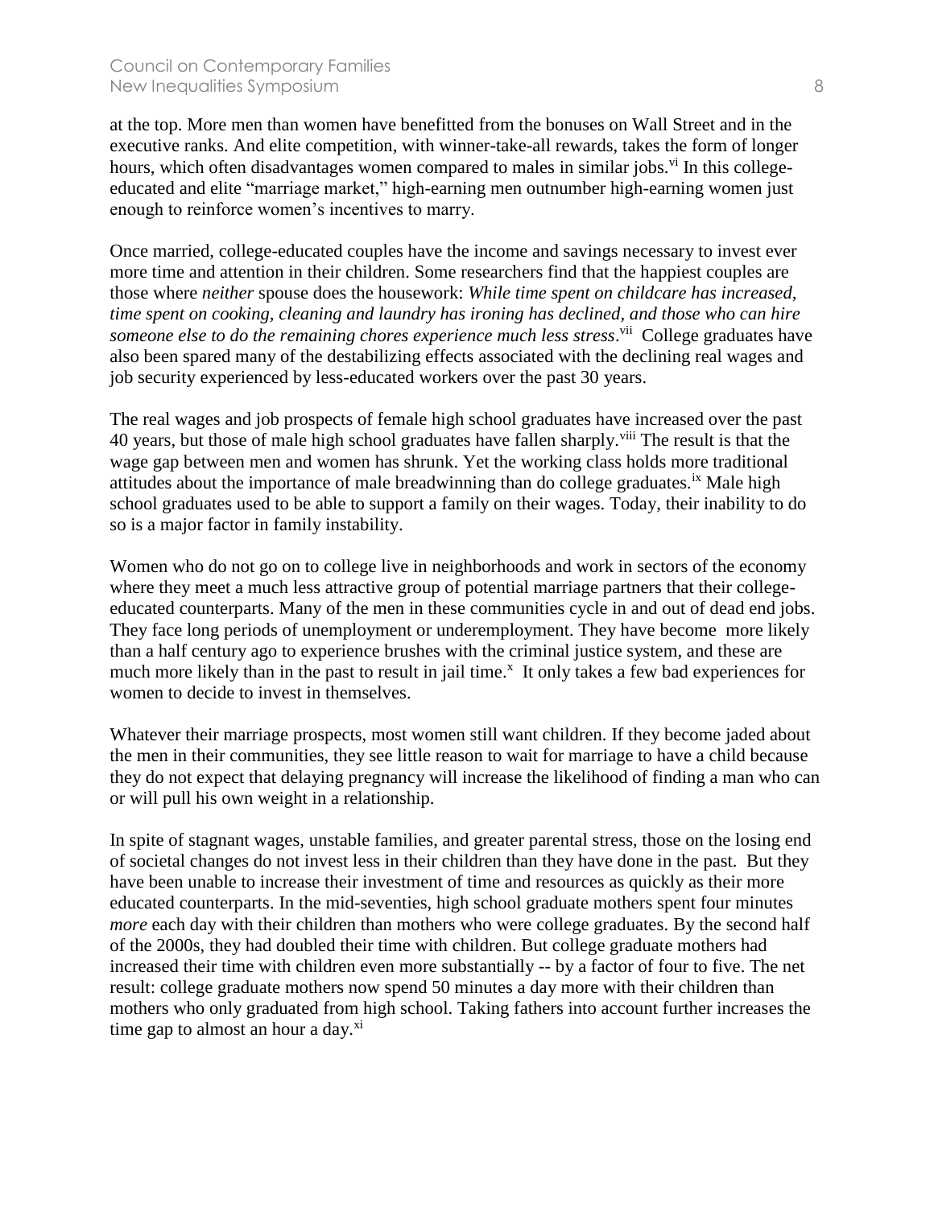at the top. More men than women have benefitted from the bonuses on Wall Street and in the executive ranks. And elite competition, with winner-take-all rewards, takes the form of longer hours, which often disadvantages women compared to males in similar jobs.[vi] In this college-educated and elite "marriage market," high-earning men outnumber high-earning women just enough to reinforce women's incentives to marry.

Once married, college-educated couples have the income and savings necessary to invest ever more time and attention in their children. Some researchers find that the happiest couples are those where *neither* spouse does the housework: *While time spent on childcare has increased, time spent on cooking, cleaning and laundry has ironing has declined, and those who can hire someone else to do the remaining chores experience much less stress*.[vii] College graduates have also been spared many of the destabilizing effects associated with the declining real wages and job security experienced by less-educated workers over the past 30 years.

The real wages and job prospects of female high school graduates have increased over the past 40 years, but those of male high school graduates have fallen sharply.[viii] The result is that the wage gap between men and women has shrunk. Yet the working class holds more traditional attitudes about the importance of male breadwinning than do college graduates.[ix] Male high school graduates used to be able to support a family on their wages. Today, their inability to do so is a major factor in family instability.

Women who do not go on to college live in neighborhoods and work in sectors of the economy where they meet a much less attractive group of potential marriage partners that their college-educated counterparts. Many of the men in these communities cycle in and out of dead end jobs. They face long periods of unemployment or underemployment. They have become more likely than a half century ago to experience brushes with the criminal justice system, and these are much more likely than in the past to result in jail time.[x] It only takes a few bad experiences for women to decide to invest in themselves.

Whatever their marriage prospects, most women still want children. If they become jaded about the men in their communities, they see little reason to wait for marriage to have a child because they do not expect that delaying pregnancy will increase the likelihood of finding a man who can or will pull his own weight in a relationship.

In spite of stagnant wages, unstable families, and greater parental stress, those on the losing end of societal changes do not invest less in their children than they have done in the past. But they have been unable to increase their investment of time and resources as quickly as their more educated counterparts. In the mid-seventies, high school graduate mothers spent four minutes *more* each day with their children than mothers who were college graduates. By the second half of the 2000s, they had doubled their time with children. But college graduate mothers had increased their time with children even more substantially -- by a factor of four to five. The net result: college graduate mothers now spend 50 minutes a day more with their children than mothers who only graduated from high school. Taking fathers into account further increases the time gap to almost an hour a day.[xi]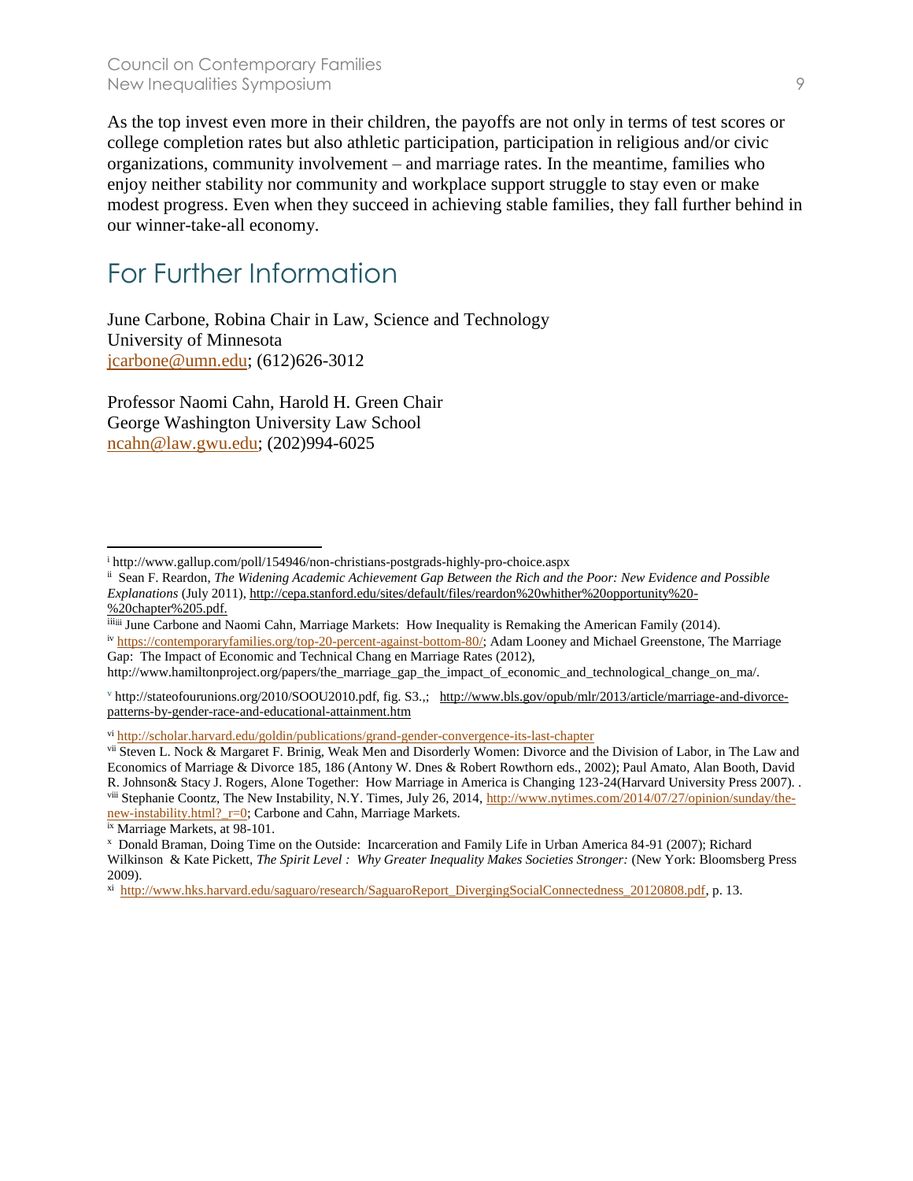As the top invest even more in their children, the payoffs are not only in terms of test scores or college completion rates but also athletic participation, participation in religious and/or civic organizations, community involvement – and marriage rates. In the meantime, families who enjoy neither stability nor community and workplace support struggle to stay even or make modest progress. Even when they succeed in achieving stable families, they fall further behind in our winner-take-all economy.

## For Further Information

June Carbone, Robina Chair in Law, Science and Technology
University of Minnesota
jcarbone@umn.edu; (612)626-3012

Professor Naomi Cahn, Harold H. Green Chair
George Washington University Law School
ncahn@law.gwu.edu; (202)994-6025

---

[i] http://www.gallup.com/poll/154946/non-christians-postgrads-highly-pro-choice.aspx

[ii] Sean F. Reardon, *The Widening Academic Achievement Gap Between the Rich and the Poor: New Evidence and Possible Explanations* (July 2011), http://cepa.stanford.edu/sites/default/files/reardon%20whither%20opportunity%20-%20chapter%205.pdf.

[iii] June Carbone and Naomi Cahn, Marriage Markets: How Inequality is Remaking the American Family (2014).

[iv] https://contemporaryfamilies.org/top-20-percent-against-bottom-80/; Adam Looney and Michael Greenstone, The Marriage Gap: The Impact of Economic and Technical Chang en Marriage Rates (2012), http://www.hamiltonproject.org/papers/the_marriage_gap_the_impact_of_economic_and_technological_change_on_ma/.

[v] http://stateofourunions.org/2010/SOOU2010.pdf, fig. S3.,; http://www.bls.gov/opub/mlr/2013/article/marriage-and-divorce-patterns-by-gender-race-and-educational-attainment.htm

[vi] http://scholar.harvard.edu/goldin/publications/grand-gender-convergence-its-last-chapter

[vii] Steven L. Nock & Margaret F. Brinig, Weak Men and Disorderly Women: Divorce and the Division of Labor, in The Law and Economics of Marriage & Divorce 185, 186 (Antony W. Dnes & Robert Rowthorn eds., 2002); Paul Amato, Alan Booth, David R. Johnson& Stacy J. Rogers, Alone Together: How Marriage in America is Changing 123-24(Harvard University Press 2007). .

[viii] Stephanie Coontz, The New Instability, N.Y. Times, July 26, 2014, http://www.nytimes.com/2014/07/27/opinion/sunday/the-new-instability.html?_r=0; Carbone and Cahn, Marriage Markets.

[ix] Marriage Markets, at 98-101.

[x] Donald Braman, Doing Time on the Outside: Incarceration and Family Life in Urban America 84-91 (2007); Richard Wilkinson & Kate Pickett, *The Spirit Level : Why Greater Inequality Makes Societies Stronger:* (New York: Bloomsberg Press 2009).

[xi] http://www.hks.harvard.edu/saguaro/research/SaguaroReport_DivergingSocialConnectedness_20120808.pdf, p. 13.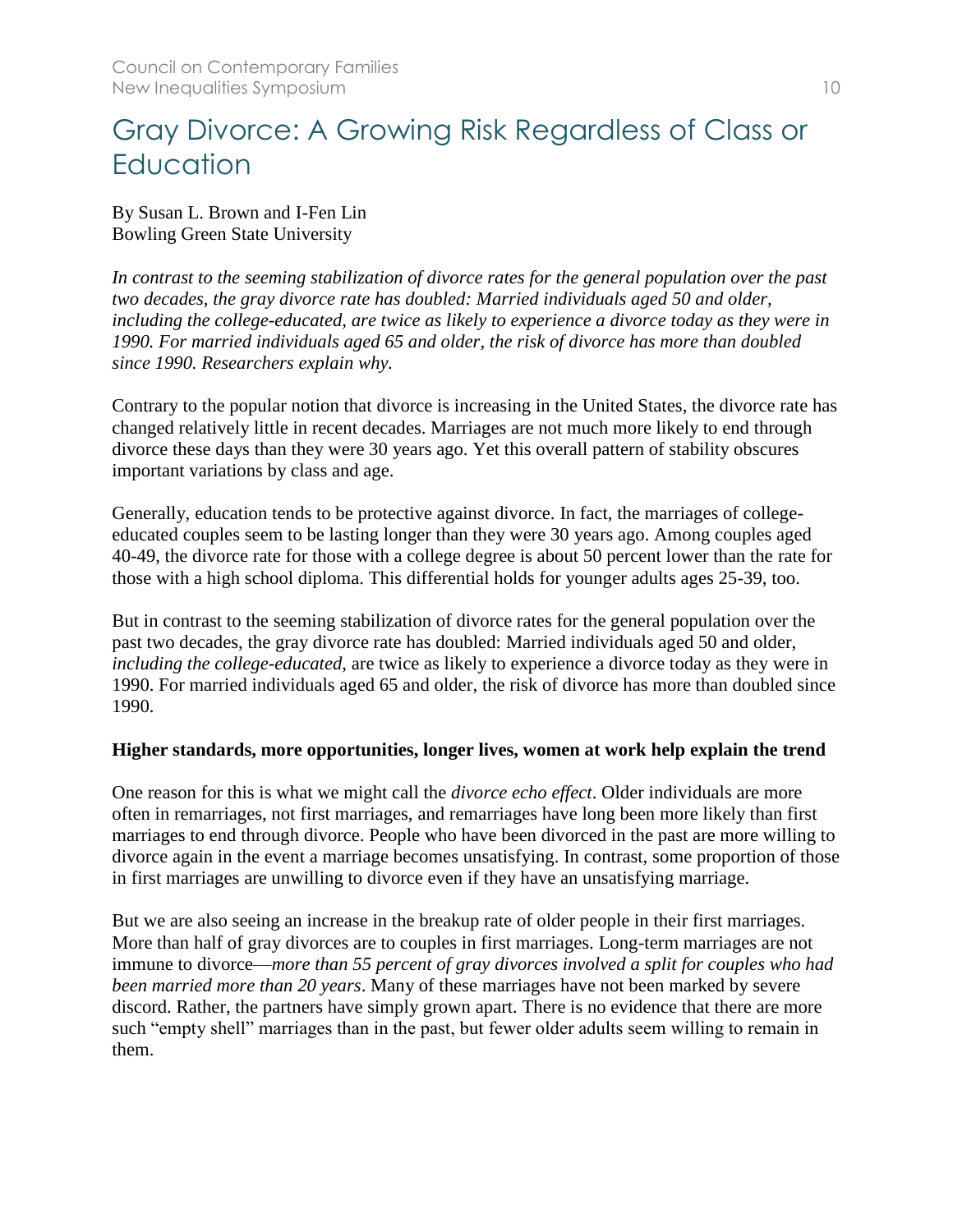# Gray Divorce: A Growing Risk Regardless of Class or Education

By Susan L. Brown and I-Fen Lin
Bowling Green State University

*In contrast to the seeming stabilization of divorce rates for the general population over the past two decades, the gray divorce rate has doubled: Married individuals aged 50 and older, including the college-educated, are twice as likely to experience a divorce today as they were in 1990. For married individuals aged 65 and older, the risk of divorce has more than doubled since 1990. Researchers explain why.*

Contrary to the popular notion that divorce is increasing in the United States, the divorce rate has changed relatively little in recent decades. Marriages are not much more likely to end through divorce these days than they were 30 years ago. Yet this overall pattern of stability obscures important variations by class and age.

Generally, education tends to be protective against divorce. In fact, the marriages of college-educated couples seem to be lasting longer than they were 30 years ago. Among couples aged 40-49, the divorce rate for those with a college degree is about 50 percent lower than the rate for those with a high school diploma. This differential holds for younger adults ages 25-39, too.

But in contrast to the seeming stabilization of divorce rates for the general population over the past two decades, the gray divorce rate has doubled: Married individuals aged 50 and older, *including the college-educated*, are twice as likely to experience a divorce today as they were in 1990. For married individuals aged 65 and older, the risk of divorce has more than doubled since 1990.

**Higher standards, more opportunities, longer lives, women at work help explain the trend**

One reason for this is what we might call the *divorce echo effect*. Older individuals are more often in remarriages, not first marriages, and remarriages have long been more likely than first marriages to end through divorce. People who have been divorced in the past are more willing to divorce again in the event a marriage becomes unsatisfying. In contrast, some proportion of those in first marriages are unwilling to divorce even if they have an unsatisfying marriage.

But we are also seeing an increase in the breakup rate of older people in their first marriages. More than half of gray divorces are to couples in first marriages. Long-term marriages are not immune to divorce—*more than 55 percent of gray divorces involved a split for couples who had been married more than 20 years*. Many of these marriages have not been marked by severe discord. Rather, the partners have simply grown apart. There is no evidence that there are more such "empty shell" marriages than in the past, but fewer older adults seem willing to remain in them.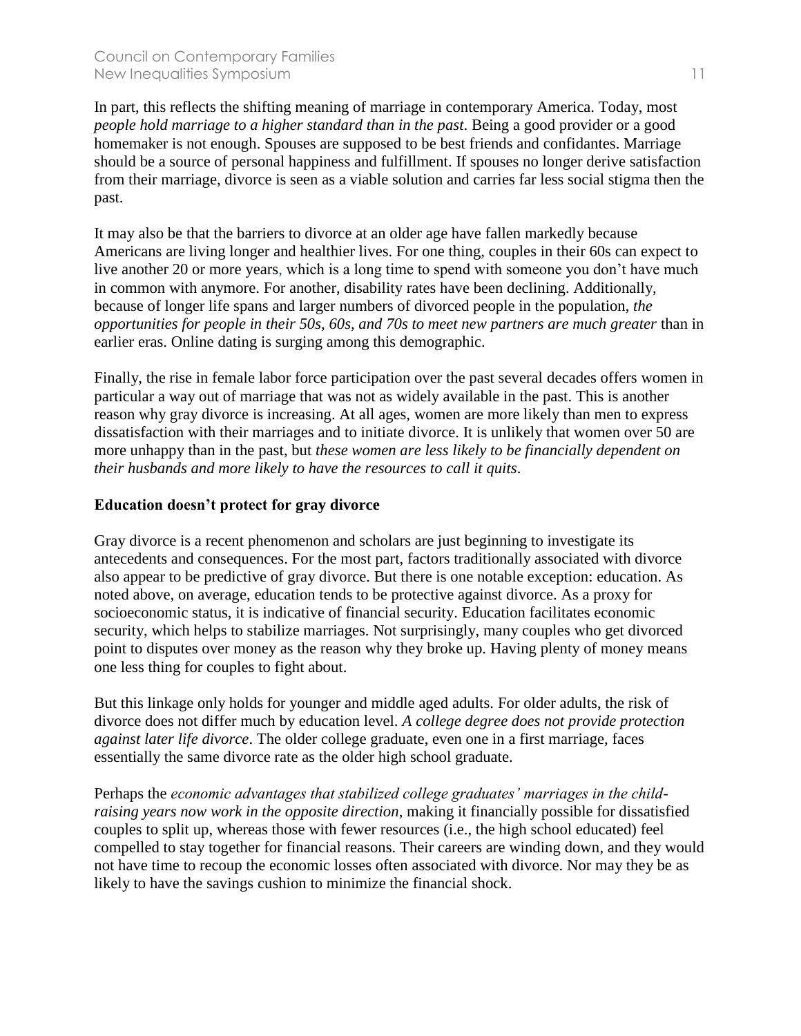In part, this reflects the shifting meaning of marriage in contemporary America. Today, most *people hold marriage to a higher standard than in the past*. Being a good provider or a good homemaker is not enough. Spouses are supposed to be best friends and confidantes. Marriage should be a source of personal happiness and fulfillment. If spouses no longer derive satisfaction from their marriage, divorce is seen as a viable solution and carries far less social stigma then the past.

It may also be that the barriers to divorce at an older age have fallen markedly because Americans are living longer and healthier lives. For one thing, couples in their 60s can expect to live another 20 or more years, which is a long time to spend with someone you don't have much in common with anymore. For another, disability rates have been declining. Additionally, because of longer life spans and larger numbers of divorced people in the population, *the opportunities for people in their 50s, 60s, and 70s to meet new partners are much greater* than in earlier eras. Online dating is surging among this demographic.

Finally, the rise in female labor force participation over the past several decades offers women in particular a way out of marriage that was not as widely available in the past. This is another reason why gray divorce is increasing. At all ages, women are more likely than men to express dissatisfaction with their marriages and to initiate divorce. It is unlikely that women over 50 are more unhappy than in the past, but *these women are less likely to be financially dependent on their husbands and more likely to have the resources to call it quits*.

**Education doesn't protect for gray divorce**

Gray divorce is a recent phenomenon and scholars are just beginning to investigate its antecedents and consequences. For the most part, factors traditionally associated with divorce also appear to be predictive of gray divorce. But there is one notable exception: education. As noted above, on average, education tends to be protective against divorce. As a proxy for socioeconomic status, it is indicative of financial security. Education facilitates economic security, which helps to stabilize marriages. Not surprisingly, many couples who get divorced point to disputes over money as the reason why they broke up. Having plenty of money means one less thing for couples to fight about.

But this linkage only holds for younger and middle aged adults. For older adults, the risk of divorce does not differ much by education level. *A college degree does not provide protection against later life divorce*. The older college graduate, even one in a first marriage, faces essentially the same divorce rate as the older high school graduate.

Perhaps the *economic advantages that stabilized college graduates' marriages in the child-raising years now work in the opposite direction*, making it financially possible for dissatisfied couples to split up, whereas those with fewer resources (i.e., the high school educated) feel compelled to stay together for financial reasons. Their careers are winding down, and they would not have time to recoup the economic losses often associated with divorce. Nor may they be as likely to have the savings cushion to minimize the financial shock.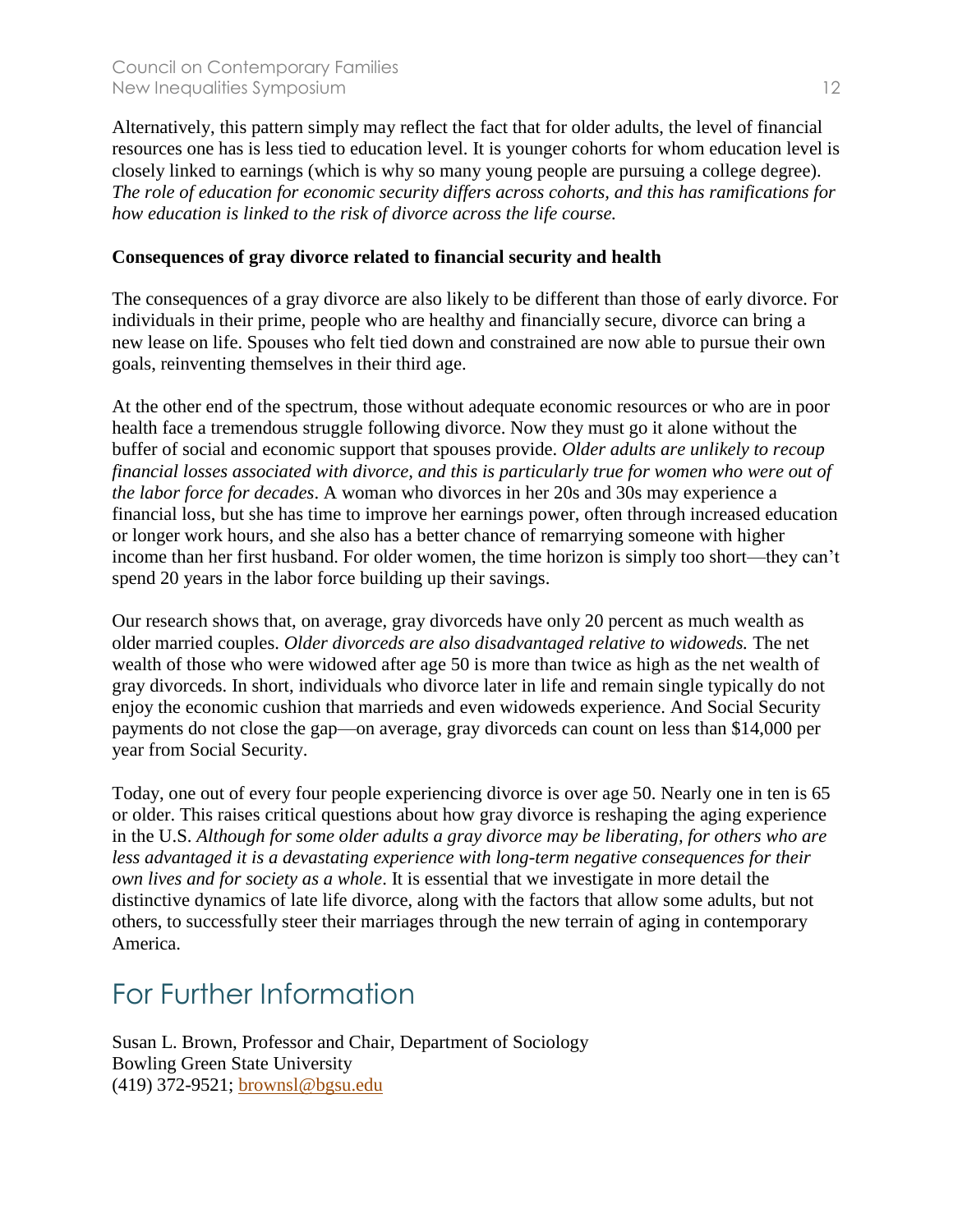Alternatively, this pattern simply may reflect the fact that for older adults, the level of financial resources one has is less tied to education level. It is younger cohorts for whom education level is closely linked to earnings (which is why so many young people are pursuing a college degree). *The role of education for economic security differs across cohorts, and this has ramifications for how education is linked to the risk of divorce across the life course.*

**Consequences of gray divorce related to financial security and health**

The consequences of a gray divorce are also likely to be different than those of early divorce. For individuals in their prime, people who are healthy and financially secure, divorce can bring a new lease on life. Spouses who felt tied down and constrained are now able to pursue their own goals, reinventing themselves in their third age.

At the other end of the spectrum, those without adequate economic resources or who are in poor health face a tremendous struggle following divorce. Now they must go it alone without the buffer of social and economic support that spouses provide. *Older adults are unlikely to recoup financial losses associated with divorce, and this is particularly true for women who were out of the labor force for decades*. A woman who divorces in her 20s and 30s may experience a financial loss, but she has time to improve her earnings power, often through increased education or longer work hours, and she also has a better chance of remarrying someone with higher income than her first husband. For older women, the time horizon is simply too short—they can't spend 20 years in the labor force building up their savings.

Our research shows that, on average, gray divorceds have only 20 percent as much wealth as older married couples. *Older divorceds are also disadvantaged relative to widoweds.* The net wealth of those who were widowed after age 50 is more than twice as high as the net wealth of gray divorceds. In short, individuals who divorce later in life and remain single typically do not enjoy the economic cushion that marrieds and even widoweds experience. And Social Security payments do not close the gap—on average, gray divorceds can count on less than $14,000 per year from Social Security.

Today, one out of every four people experiencing divorce is over age 50. Nearly one in ten is 65 or older. This raises critical questions about how gray divorce is reshaping the aging experience in the U.S. *Although for some older adults a gray divorce may be liberating, for others who are less advantaged it is a devastating experience with long-term negative consequences for their own lives and for society as a whole*. It is essential that we investigate in more detail the distinctive dynamics of late life divorce, along with the factors that allow some adults, but not others, to successfully steer their marriages through the new terrain of aging in contemporary America.

# For Further Information

Susan L. Brown, Professor and Chair, Department of Sociology
Bowling Green State University
(419) 372-9521; brownsl@bgsu.edu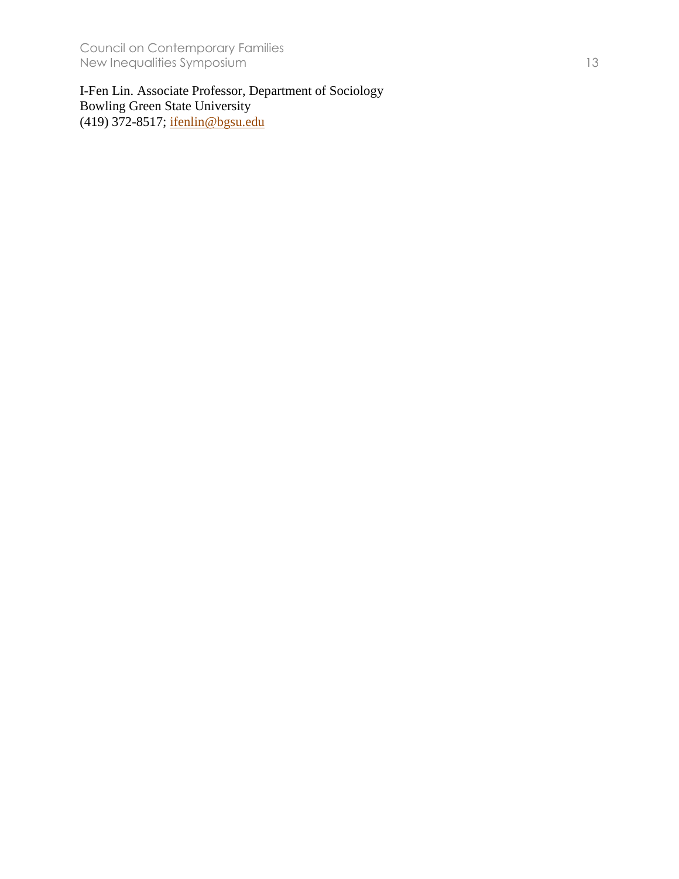I-Fen Lin. Associate Professor, Department of Sociology
Bowling Green State University
(419) 372-8517; ifenlin@bgsu.edu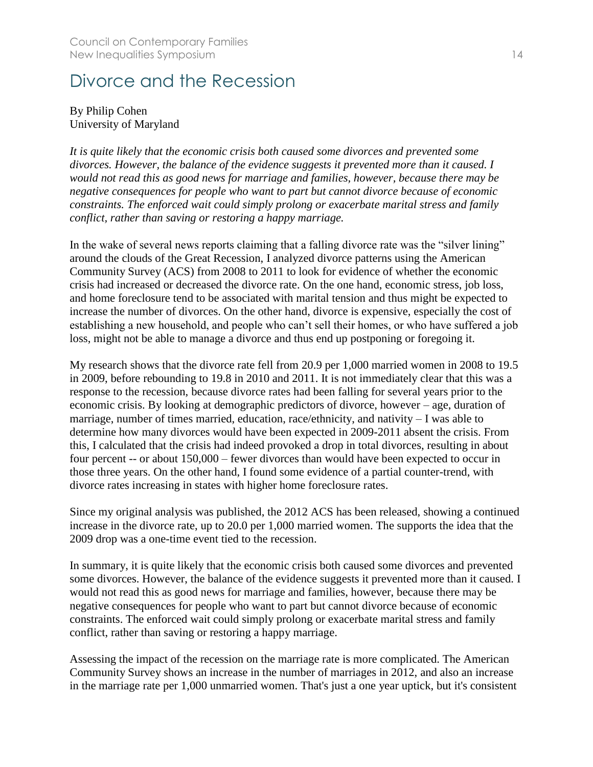# Divorce and the Recession

By Philip Cohen
University of Maryland

*It is quite likely that the economic crisis both caused some divorces and prevented some divorces. However, the balance of the evidence suggests it prevented more than it caused. I would not read this as good news for marriage and families, however, because there may be negative consequences for people who want to part but cannot divorce because of economic constraints. The enforced wait could simply prolong or exacerbate marital stress and family conflict, rather than saving or restoring a happy marriage.*

In the wake of several news reports claiming that a falling divorce rate was the "silver lining" around the clouds of the Great Recession, I analyzed divorce patterns using the American Community Survey (ACS) from 2008 to 2011 to look for evidence of whether the economic crisis had increased or decreased the divorce rate. On the one hand, economic stress, job loss, and home foreclosure tend to be associated with marital tension and thus might be expected to increase the number of divorces. On the other hand, divorce is expensive, especially the cost of establishing a new household, and people who can't sell their homes, or who have suffered a job loss, might not be able to manage a divorce and thus end up postponing or foregoing it.

My research shows that the divorce rate fell from 20.9 per 1,000 married women in 2008 to 19.5 in 2009, before rebounding to 19.8 in 2010 and 2011. It is not immediately clear that this was a response to the recession, because divorce rates had been falling for several years prior to the economic crisis. By looking at demographic predictors of divorce, however – age, duration of marriage, number of times married, education, race/ethnicity, and nativity – I was able to determine how many divorces would have been expected in 2009-2011 absent the crisis. From this, I calculated that the crisis had indeed provoked a drop in total divorces, resulting in about four percent -- or about 150,000 – fewer divorces than would have been expected to occur in those three years. On the other hand, I found some evidence of a partial counter-trend, with divorce rates increasing in states with higher home foreclosure rates.

Since my original analysis was published, the 2012 ACS has been released, showing a continued increase in the divorce rate, up to 20.0 per 1,000 married women. The supports the idea that the 2009 drop was a one-time event tied to the recession.

In summary, it is quite likely that the economic crisis both caused some divorces and prevented some divorces. However, the balance of the evidence suggests it prevented more than it caused. I would not read this as good news for marriage and families, however, because there may be negative consequences for people who want to part but cannot divorce because of economic constraints. The enforced wait could simply prolong or exacerbate marital stress and family conflict, rather than saving or restoring a happy marriage.

Assessing the impact of the recession on the marriage rate is more complicated. The American Community Survey shows an increase in the number of marriages in 2012, and also an increase in the marriage rate per 1,000 unmarried women. That's just a one year uptick, but it's consistent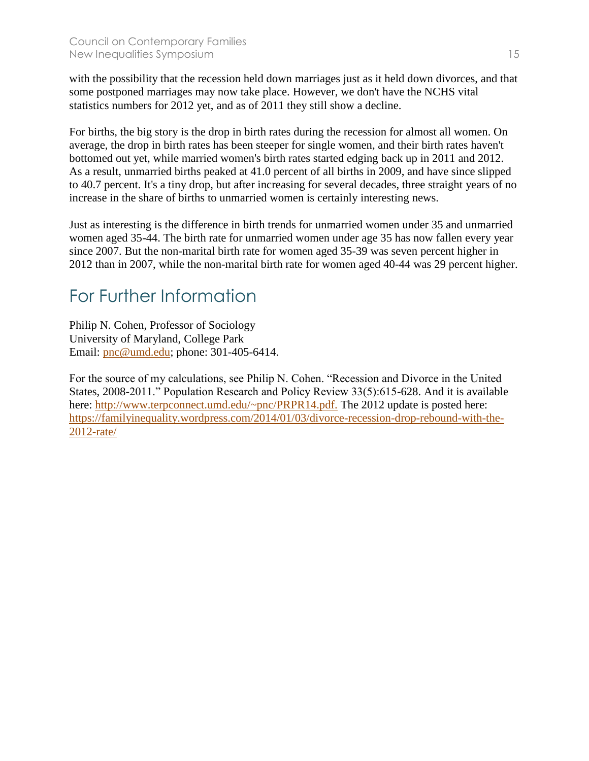with the possibility that the recession held down marriages just as it held down divorces, and that some postponed marriages may now take place. However, we don't have the NCHS vital statistics numbers for 2012 yet, and as of 2011 they still show a decline.

For births, the big story is the drop in birth rates during the recession for almost all women. On average, the drop in birth rates has been steeper for single women, and their birth rates haven't bottomed out yet, while married women's birth rates started edging back up in 2011 and 2012. As a result, unmarried births peaked at 41.0 percent of all births in 2009, and have since slipped to 40.7 percent. It's a tiny drop, but after increasing for several decades, three straight years of no increase in the share of births to unmarried women is certainly interesting news.

Just as interesting is the difference in birth trends for unmarried women under 35 and unmarried women aged 35-44. The birth rate for unmarried women under age 35 has now fallen every year since 2007. But the non-marital birth rate for women aged 35-39 was seven percent higher in 2012 than in 2007, while the non-marital birth rate for women aged 40-44 was 29 percent higher.

## For Further Information

Philip N. Cohen, Professor of Sociology
University of Maryland, College Park
Email: pnc@umd.edu; phone: 301-405-6414.

For the source of my calculations, see Philip N. Cohen. "Recession and Divorce in the United States, 2008-2011." Population Research and Policy Review 33(5):615-628. And it is available here: http://www.terpconnect.umd.edu/~pnc/PRPR14.pdf. The 2012 update is posted here: https://familyinequality.wordpress.com/2014/01/03/divorce-recession-drop-rebound-with-the-2012-rate/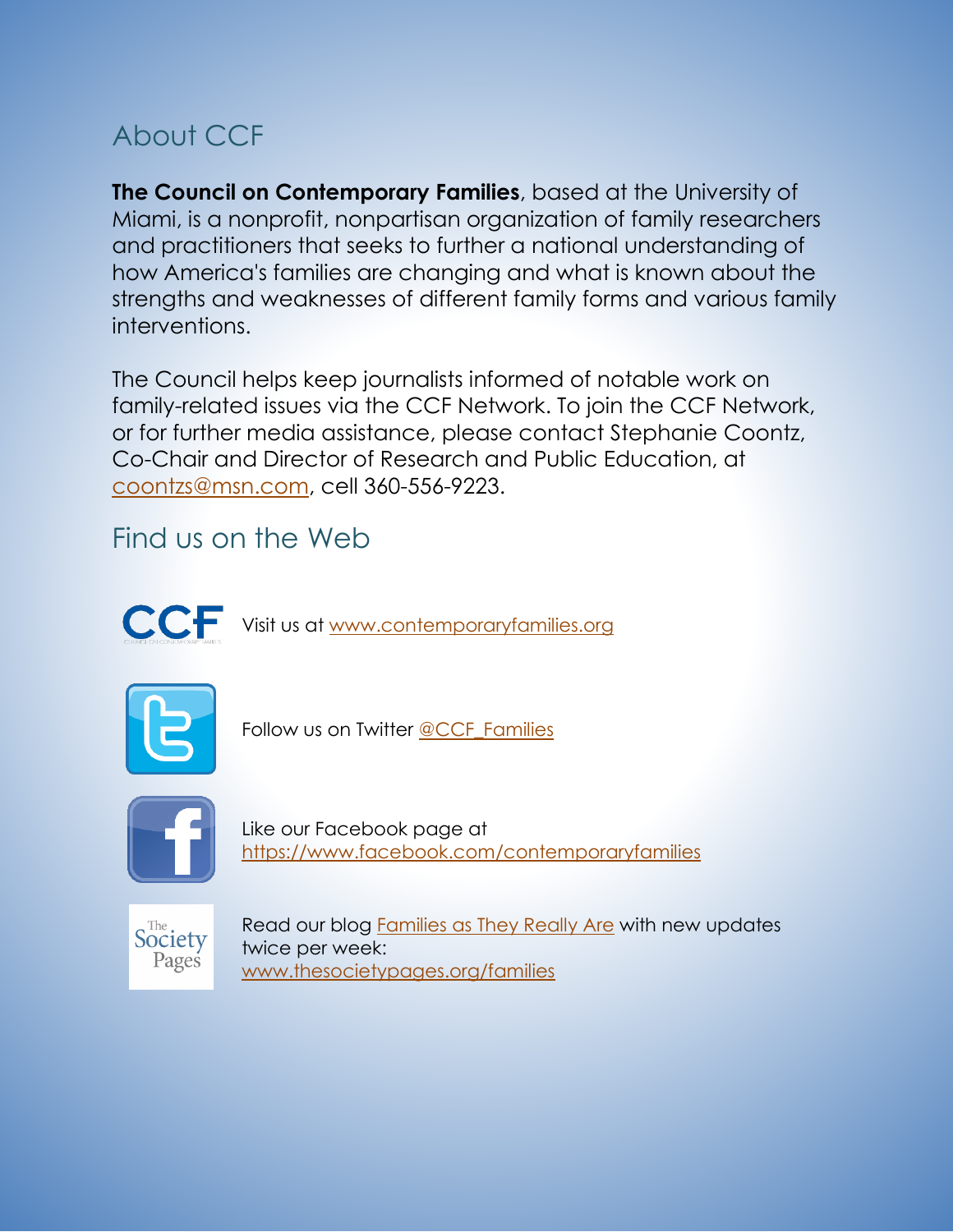## About CCF

**The Council on Contemporary Families**, based at the University of Miami, is a nonprofit, nonpartisan organization of family researchers and practitioners that seeks to further a national understanding of how America's families are changing and what is known about the strengths and weaknesses of different family forms and various family interventions.

The Council helps keep journalists informed of notable work on family-related issues via the CCF Network. To join the CCF Network, or for further media assistance, please contact Stephanie Coontz, Co-Chair and Director of Research and Public Education, at coontzs@msn.com, cell 360-556-9223.

## Find us on the Web

Visit us at www.contemporaryfamilies.org

Follow us on Twitter @CCF_Families

Like our Facebook page at https://www.facebook.com/contemporaryfamilies

Read our blog Families as They Really Are with new updates twice per week: www.thesocietypages.org/families